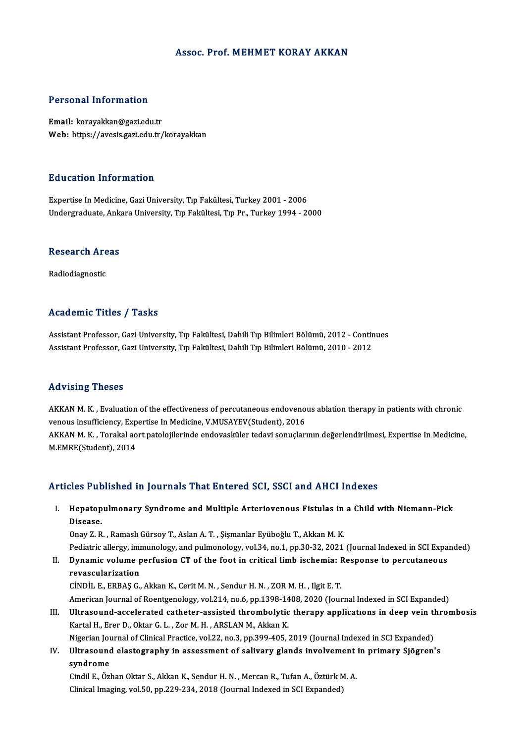# Assoc. Prof. MEHMET KORAY AKKAN

## Personal Information

**Email:** korayakkan@gazi.edu.tr
**Web:** https://avesis.gazi.edu.tr/korayakkan

## Education Information

Expertise In Medicine, Gazi University, Tıp Fakültesi, Turkey 2001 - 2006
Undergraduate, Ankara University, Tıp Fakültesi, Tıp Pr., Turkey 1994 - 2000

## Research Areas

Radiodiagnostic

## Academic Titles / Tasks

Assistant Professor, Gazi University, Tıp Fakültesi, Dahili Tıp Bilimleri Bölümü, 2012 - Continues
Assistant Professor, Gazi University, Tıp Fakültesi, Dahili Tıp Bilimleri Bölümü, 2010 - 2012

## Advising Theses

AKKAN M. K. , Evaluation of the effectiveness of percutaneous endovenous ablation therapy in patients with chronic venous insufficiency, Expertise In Medicine, V.MUSAYEV(Student), 2016
AKKAN M. K. , Torakal aort patolojilerinde endovasküler tedavi sonuçlarının değerlendirilmesi, Expertise In Medicine, M.EMRE(Student), 2014

## Articles Published in Journals That Entered SCI, SSCI and AHCI Indexes

I. **Hepatopulmonary Syndrome and Multiple Arteriovenous Fistulas in a Child with Niemann-Pick Disease.**
Onay Z. R. , Ramaslı Gürsoy T., Aslan A. T. , Şişmanlar Eyüboğlu T., Akkan M. K.
Pediatric allergy, immunology, and pulmonology, vol.34, no.1, pp.30-32, 2021 (Journal Indexed in SCI Expanded)

II. **Dynamic volume perfusion CT of the foot in critical limb ischemia: Response to percutaneous revascularization**
CİNDİL E., ERBAŞ G., Akkan K., Cerit M. N. , Sendur H. N. , ZOR M. H. , Ilgit E. T.
American Journal of Roentgenology, vol.214, no.6, pp.1398-1408, 2020 (Journal Indexed in SCI Expanded)

III. **Ultrasound-accelerated catheter-assisted thrombolytic therapy applicatıons in deep vein thrombosis**
Kartal H., Erer D., Oktar G. L. , Zor M. H. , ARSLAN M., Akkan K.
Nigerian Journal of Clinical Practice, vol.22, no.3, pp.399-405, 2019 (Journal Indexed in SCI Expanded)

IV. **Ultrasound elastography in assessment of salivary glands involvement in primary Sjögren's syndrome**
Cindil E., Özhan Oktar S., Akkan K., Sendur H. N. , Mercan R., Tufan A., Öztürk M. A.
Clinical Imaging, vol.50, pp.229-234, 2018 (Journal Indexed in SCI Expanded)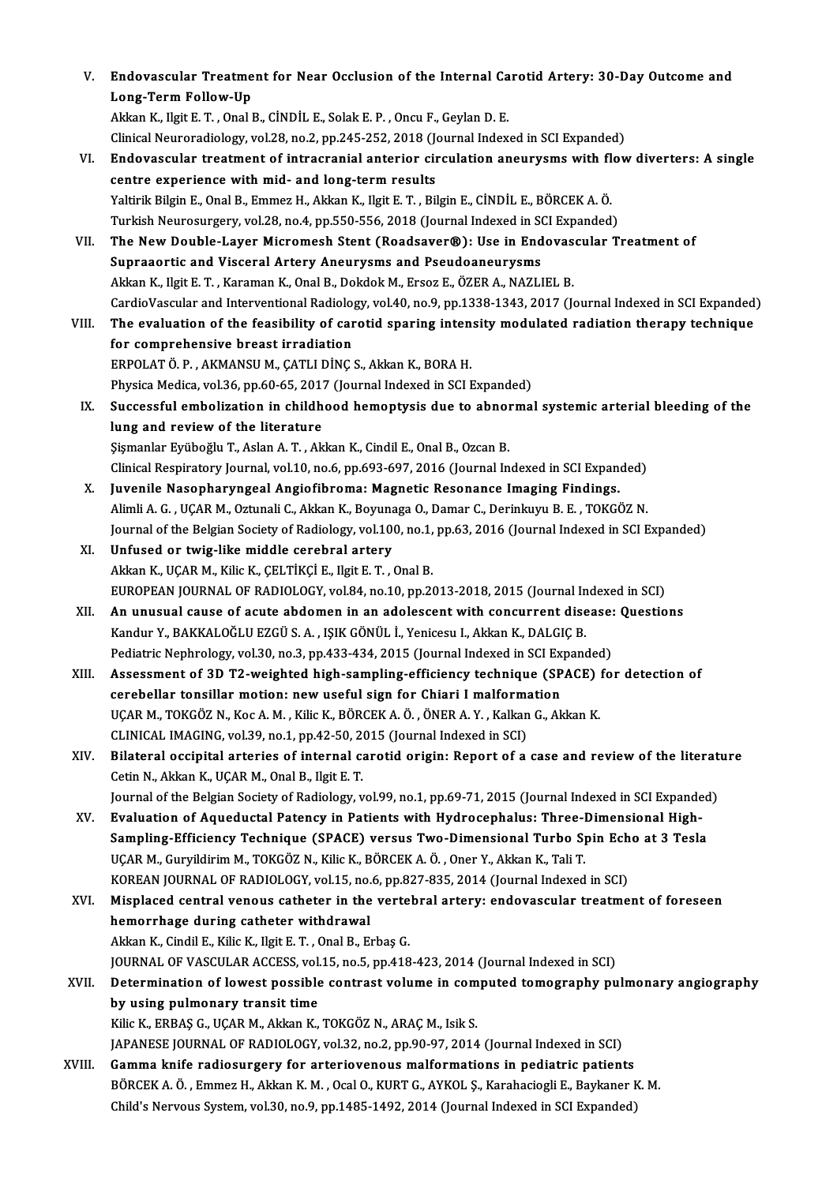V. **Endovascular Treatment for Near Occlusion of the Internal Carotid Artery: 30-Day Outcome and Long-Term Follow-Up**
Akkan K., Ilgit E. T. , Onal B., CİNDİL E., Solak E. P. , Oncu F., Geylan D. E.
Clinical Neuroradiology, vol.28, no.2, pp.245-252, 2018 (Journal Indexed in SCI Expanded)

VI. **Endovascular treatment of intracranial anterior circulation aneurysms with flow diverters: A single centre experience with mid- and long-term results**
Yaltirik Bilgin E., Onal B., Emmez H., Akkan K., Ilgit E. T. , Bilgin E., CİNDİL E., BÖRCEK A. Ö.
Turkish Neurosurgery, vol.28, no.4, pp.550-556, 2018 (Journal Indexed in SCI Expanded)

VII. **The New Double-Layer Micromesh Stent (Roadsaver®): Use in Endovascular Treatment of Supraaortic and Visceral Artery Aneurysms and Pseudoaneurysms**
Akkan K., Ilgit E. T. , Karaman K., Onal B., Dokdok M., Ersoz E., ÖZER A., NAZLIEL B.
CardioVascular and Interventional Radiology, vol.40, no.9, pp.1338-1343, 2017 (Journal Indexed in SCI Expanded)

VIII. **The evaluation of the feasibility of carotid sparing intensity modulated radiation therapy technique for comprehensive breast irradiation**
ERPOLAT Ö. P. , AKMANSU M., ÇATLI DİNÇ S., Akkan K., BORA H.
Physica Medica, vol.36, pp.60-65, 2017 (Journal Indexed in SCI Expanded)

IX. **Successful embolization in childhood hemoptysis due to abnormal systemic arterial bleeding of the lung and review of the literature**
Şişmanlar Eyüboğlu T., Aslan A. T. , Akkan K., Cindil E., Onal B., Ozcan B.
Clinical Respiratory Journal, vol.10, no.6, pp.693-697, 2016 (Journal Indexed in SCI Expanded)

X. **Juvenile Nasopharyngeal Angiofibroma: Magnetic Resonance Imaging Findings.**
Alimli A. G. , UÇAR M., Oztunali C., Akkan K., Boyunaga O., Damar C., Derinkuyu B. E. , TOKGÖZ N.
Journal of the Belgian Society of Radiology, vol.100, no.1, pp.63, 2016 (Journal Indexed in SCI Expanded)

XI. **Unfused or twig-like middle cerebral artery**
Akkan K., UÇAR M., Kilic K., ÇELTİKÇİ E., Ilgit E. T. , Onal B.
EUROPEAN JOURNAL OF RADIOLOGY, vol.84, no.10, pp.2013-2018, 2015 (Journal Indexed in SCI)

XII. **An unusual cause of acute abdomen in an adolescent with concurrent disease: Questions**
Kandur Y., BAKKALOĞLU EZGÜ S. A. , IŞIK GÖNÜL İ., Yenicesu I., Akkan K., DALGIÇ B.
Pediatric Nephrology, vol.30, no.3, pp.433-434, 2015 (Journal Indexed in SCI Expanded)

XIII. **Assessment of 3D T2-weighted high-sampling-efficiency technique (SPACE) for detection of cerebellar tonsillar motion: new useful sign for Chiari I malformation**
UÇAR M., TOKGÖZ N., Koc A. M. , Kilic K., BÖRCEK A. Ö. , ÖNER A. Y. , Kalkan G., Akkan K.
CLINICAL IMAGING, vol.39, no.1, pp.42-50, 2015 (Journal Indexed in SCI)

XIV. **Bilateral occipital arteries of internal carotid origin: Report of a case and review of the literature**
Cetin N., Akkan K., UÇAR M., Onal B., Ilgit E. T.
Journal of the Belgian Society of Radiology, vol.99, no.1, pp.69-71, 2015 (Journal Indexed in SCI Expanded)

XV. **Evaluation of Aqueductal Patency in Patients with Hydrocephalus: Three-Dimensional High-Sampling-Efficiency Technique (SPACE) versus Two-Dimensional Turbo Spin Echo at 3 Tesla**
UÇAR M., Guryildirim M., TOKGÖZ N., Kilic K., BÖRCEK A. Ö. , Oner Y., Akkan K., Tali T.
KOREAN JOURNAL OF RADIOLOGY, vol.15, no.6, pp.827-835, 2014 (Journal Indexed in SCI)

XVI. **Misplaced central venous catheter in the vertebral artery: endovascular treatment of foreseen hemorrhage during catheter withdrawal**
Akkan K., Cindil E., Kilic K., Ilgit E. T. , Onal B., Erbaş G.
JOURNAL OF VASCULAR ACCESS, vol.15, no.5, pp.418-423, 2014 (Journal Indexed in SCI)

XVII. **Determination of lowest possible contrast volume in computed tomography pulmonary angiography by using pulmonary transit time**
Kilic K., ERBAŞ G., UÇAR M., Akkan K., TOKGÖZ N., ARAÇ M., Isik S.
JAPANESE JOURNAL OF RADIOLOGY, vol.32, no.2, pp.90-97, 2014 (Journal Indexed in SCI)

XVIII. **Gamma knife radiosurgery for arteriovenous malformations in pediatric patients**
BÖRCEK A. Ö. , Emmez H., Akkan K. M. , Ocal O., KURT G., AYKOL Ş., Karahaciogli E., Baykaner K. M.
Child's Nervous System, vol.30, no.9, pp.1485-1492, 2014 (Journal Indexed in SCI Expanded)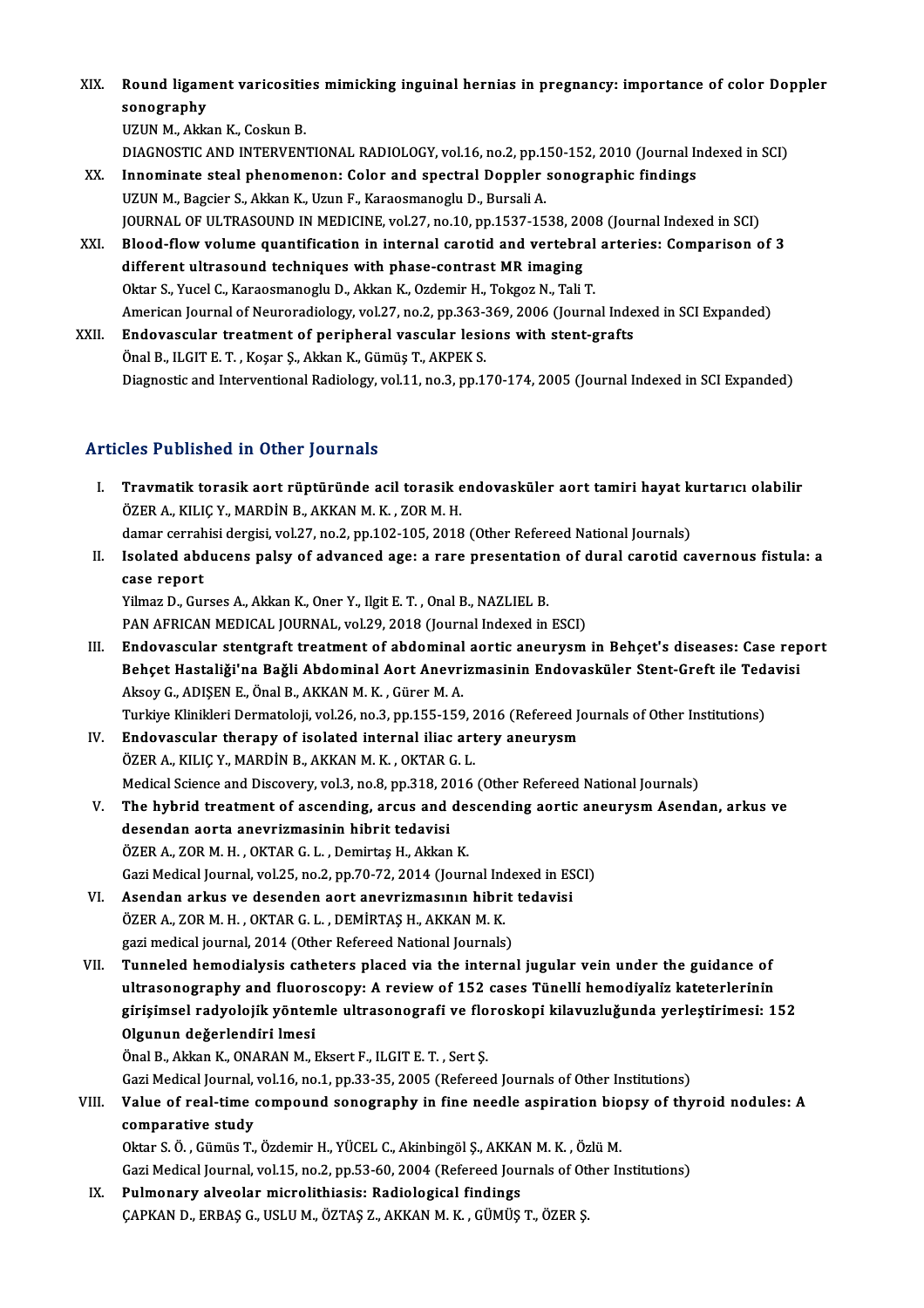XIX. **Round ligament varicosities mimicking inguinal hernias in pregnancy: importance of color Doppler sonography**
UZUN M., Akkan K., Coskun B.
DIAGNOSTIC AND INTERVENTIONAL RADIOLOGY, vol.16, no.2, pp.150-152, 2010 (Journal Indexed in SCI)

XX. **Innominate steal phenomenon: Color and spectral Doppler sonographic findings**
UZUN M., Bagcier S., Akkan K., Uzun F., Karaosmanoglu D., Bursali A.
JOURNAL OF ULTRASOUND IN MEDICINE, vol.27, no.10, pp.1537-1538, 2008 (Journal Indexed in SCI)

XXI. **Blood-flow volume quantification in internal carotid and vertebral arteries: Comparison of 3 different ultrasound techniques with phase-contrast MR imaging**
Oktar S., Yucel C., Karaosmanoglu D., Akkan K., Ozdemir H., Tokgoz N., Tali T.
American Journal of Neuroradiology, vol.27, no.2, pp.363-369, 2006 (Journal Indexed in SCI Expanded)

XXII. **Endovascular treatment of peripheral vascular lesions with stent-grafts**
Önal B., ILGIT E. T. , Koşar Ş., Akkan K., Gümüş T., AKPEK S.
Diagnostic and Interventional Radiology, vol.11, no.3, pp.170-174, 2005 (Journal Indexed in SCI Expanded)

## Articles Published in Other Journals

I. **Travmatik torasik aort rüptüründe acil torasik endovasküler aort tamiri hayat kurtarıcı olabilir**
ÖZER A., KILIÇ Y., MARDİN B., AKKAN M. K. , ZOR M. H.
damar cerrahisi dergisi, vol.27, no.2, pp.102-105, 2018 (Other Refereed National Journals)

II. **Isolated abducens palsy of advanced age: a rare presentation of dural carotid cavernous fistula: a case report**
Yilmaz D., Gurses A., Akkan K., Oner Y., Ilgit E. T. , Onal B., NAZLIEL B.
PAN AFRICAN MEDICAL JOURNAL, vol.29, 2018 (Journal Indexed in ESCI)

III. **Endovascular stentgraft treatment of abdominal aortic aneurysm in Behçet's diseases: Case report Behçet Hastaliği'na Bağli Abdominal Aort Anevrizmasinin Endovasküler Stent-Greft ile Tedavisi**
Aksoy G., ADIŞEN E., Önal B., AKKAN M. K. , Gürer M. A.
Turkiye Klinikleri Dermatoloji, vol.26, no.3, pp.155-159, 2016 (Refereed Journals of Other Institutions)

IV. **Endovascular therapy of isolated internal iliac artery aneurysm**
ÖZER A., KILIÇ Y., MARDİN B., AKKAN M. K. , OKTAR G. L.
Medical Science and Discovery, vol.3, no.8, pp.318, 2016 (Other Refereed National Journals)

V. **The hybrid treatment of ascending, arcus and descending aortic aneurysm Asendan, arkus ve desendan aorta anevrizmasinin hibrit tedavisi**
ÖZER A., ZOR M. H. , OKTAR G. L. , Demirtaş H., Akkan K.
Gazi Medical Journal, vol.25, no.2, pp.70-72, 2014 (Journal Indexed in ESCI)

VI. **Asendan arkus ve desenden aort anevrizmasının hibrit tedavisi**
ÖZER A., ZOR M. H. , OKTAR G. L. , DEMİRTAŞ H., AKKAN M. K.
gazi medical journal, 2014 (Other Refereed National Journals)

VII. **Tunneled hemodialysis catheters placed via the internal jugular vein under the guidance of ultrasonography and fluoroscopy: A review of 152 cases Tünelli hemodiyaliz kateterlerinin girişimsel radyolojik yöntemle ultrasonografi ve floroskopi kilavuzluğunda yerleştirimesi: 152 Olgunun değerlendiri lmesi**
Önal B., Akkan K., ONARAN M., Eksert F., ILGIT E. T. , Sert Ş.
Gazi Medical Journal, vol.16, no.1, pp.33-35, 2005 (Refereed Journals of Other Institutions)

VIII. **Value of real-time compound sonography in fine needle aspiration biopsy of thyroid nodules: A comparative study**
Oktar S. Ö. , Gümüs T., Özdemir H., YÜCEL C., Akinbingöl Ş., AKKAN M. K. , Özlü M.
Gazi Medical Journal, vol.15, no.2, pp.53-60, 2004 (Refereed Journals of Other Institutions)

IX. **Pulmonary alveolar microlithiasis: Radiological findings**
ÇAPKAN D., ERBAŞ G., USLU M., ÖZTAŞ Z., AKKAN M. K. , GÜMÜŞ T., ÖZER Ş.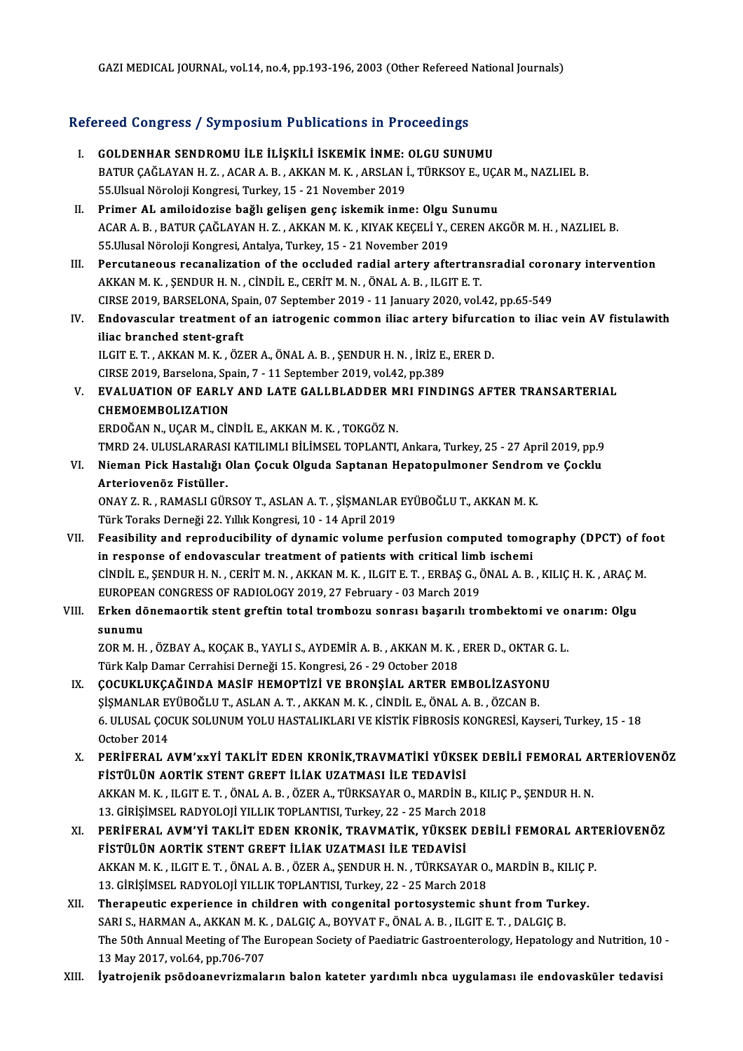GAZI MEDICAL JOURNAL, vol.14, no.4, pp.193-196, 2003 (Other Refereed National Journals)

## Refereed Congress / Symposium Publications in Proceedings

I. **GOLDENHAR SENDROMU İLE İLİŞKİLİ İSKEMİK İNME: OLGU SUNUMU**
BATUR ÇAĞLAYAN H. Z. , ACAR A. B. , AKKAN M. K. , ARSLAN İ., TÜRKSOY E., UÇAR M., NAZLIEL B.
55.Ulsual Nöroloji Kongresi, Turkey, 15 - 21 November 2019

II. **Primer AL amiloidozise bağlı gelişen genç iskemik inme: Olgu Sunumu**
ACAR A. B. , BATUR ÇAĞLAYAN H. Z. , AKKAN M. K. , KIYAK KEÇELİ Y., CEREN AKGÖR M. H. , NAZLIEL B.
55.Ulusal Nöroloji Kongresi, Antalya, Turkey, 15 - 21 November 2019

III. **Percutaneous recanalization of the occluded radial artery aftertransradial coronary intervention**
AKKAN M. K. , ŞENDUR H. N. , CİNDİL E., CERİT M. N. , ÖNAL A. B. , ILGIT E. T.
CIRSE 2019, BARSELONA, Spain, 07 September 2019 - 11 January 2020, vol.42, pp.65-549

IV. **Endovascular treatment of an iatrogenic common iliac artery bifurcation to iliac vein AV fistulawith iliac branched stent-graft**
ILGIT E. T. , AKKAN M. K. , ÖZER A., ÖNAL A. B. , ŞENDUR H. N. , İRİZ E., ERER D.
CIRSE 2019, Barselona, Spain, 7 - 11 September 2019, vol.42, pp.389

V. **EVALUATION OF EARLY AND LATE GALLBLADDER MRI FINDINGS AFTER TRANSARTERIAL CHEMOEMBOLIZATION**
ERDOĞAN N., UÇAR M., CİNDİL E., AKKAN M. K. , TOKGÖZ N.
TMRD 24. ULUSLARARASI KATILIMLI BİLİMSEL TOPLANTI, Ankara, Turkey, 25 - 27 April 2019, pp.9

VI. **Nieman Pick Hastalığı Olan Çocuk Olguda Saptanan Hepatopulmoner Sendrom ve Çocklu Arteriovenöz Fistüller.**
ONAY Z. R. , RAMASLI GÜRSOY T., ASLAN A. T. , ŞİŞMANLAR EYÜBOĞLU T., AKKAN M. K.
Türk Toraks Derneği 22. Yıllık Kongresi, 10 - 14 April 2019

VII. **Feasibility and reproducibility of dynamic volume perfusion computed tomography (DPCT) of foot in response of endovascular treatment of patients with critical limb ischemi**
CİNDİL E., ŞENDUR H. N. , CERİT M. N. , AKKAN M. K. , ILGIT E. T. , ERBAŞ G., ÖNAL A. B. , KILIÇ H. K. , ARAÇ M.
EUROPEAN CONGRESS OF RADIOLOGY 2019, 27 February - 03 March 2019

VIII. **Erken dönemaortik stent greftin total trombozu sonrası başarılı trombektomi ve onarım: Olgu sunumu**
ZOR M. H. , ÖZBAY A., KOÇAK B., YAYLI S., AYDEMİR A. B. , AKKAN M. K. , ERER D., OKTAR G. L.
Türk Kalp Damar Cerrahisi Derneği 15. Kongresi, 26 - 29 October 2018

IX. **ÇOCUKLUKÇAĞINDA MASİF HEMOPTİZİ VE BRONŞİAL ARTER EMBOLİZASYONU**
ŞİŞMANLAR EYÜBOĞLU T., ASLAN A. T. , AKKAN M. K. , CİNDİL E., ÖNAL A. B. , ÖZCAN B.
6. ULUSAL ÇOCUK SOLUNUM YOLU HASTALIKLARI VE KİSTİK FİBROSİS KONGRESİ, Kayseri, Turkey, 15 - 18 October 2014

X. **PERİFERAL AVM'xxYİ TAKLİT EDEN KRONİK,TRAVMATİKİ YÜKSEK DEBİLİ FEMORAL ARTERİOVENÖZ FİSTÜLÜN AORTİK STENT GREFT İLİAK UZATMASI İLE TEDAVİSİ**
AKKAN M. K. , ILGIT E. T. , ÖNAL A. B. , ÖZER A., TÜRKSAYAR O., MARDİN B., KILIÇ P., ŞENDUR H. N.
13. GİRİŞİMSEL RADYOLOJİ YILLIK TOPLANTISI, Turkey, 22 - 25 March 2018

XI. **PERİFERAL AVM'Yİ TAKLİT EDEN KRONİK, TRAVMATİK, YÜKSEK DEBİLİ FEMORAL ARTERİOVENÖZ FİSTÜLÜN AORTİK STENT GREFT İLİAK UZATMASI İLE TEDAVİSİ**
AKKAN M. K. , ILGIT E. T. , ÖNAL A. B. , ÖZER A., ŞENDUR H. N. , TÜRKSAYAR O., MARDİN B., KILIÇ P.
13. GİRİŞİMSEL RADYOLOJİ YILLIK TOPLANTISI, Turkey, 22 - 25 March 2018

XII. **Therapeutic experience in children with congenital portosystemic shunt from Turkey.**
SARI S., HARMAN A., AKKAN M. K. , DALGIÇ A., BOYVAT F., ÖNAL A. B. , ILGIT E. T. , DALGIÇ B.
The 50th Annual Meeting of The European Society of Paediatric Gastroenterology, Hepatology and Nutrition, 10 - 13 May 2017, vol.64, pp.706-707

XIII. **İyatrojenik psödoanevrizmaların balon kateter yardımlı nbca uygulaması ile endovasküler tedavisi**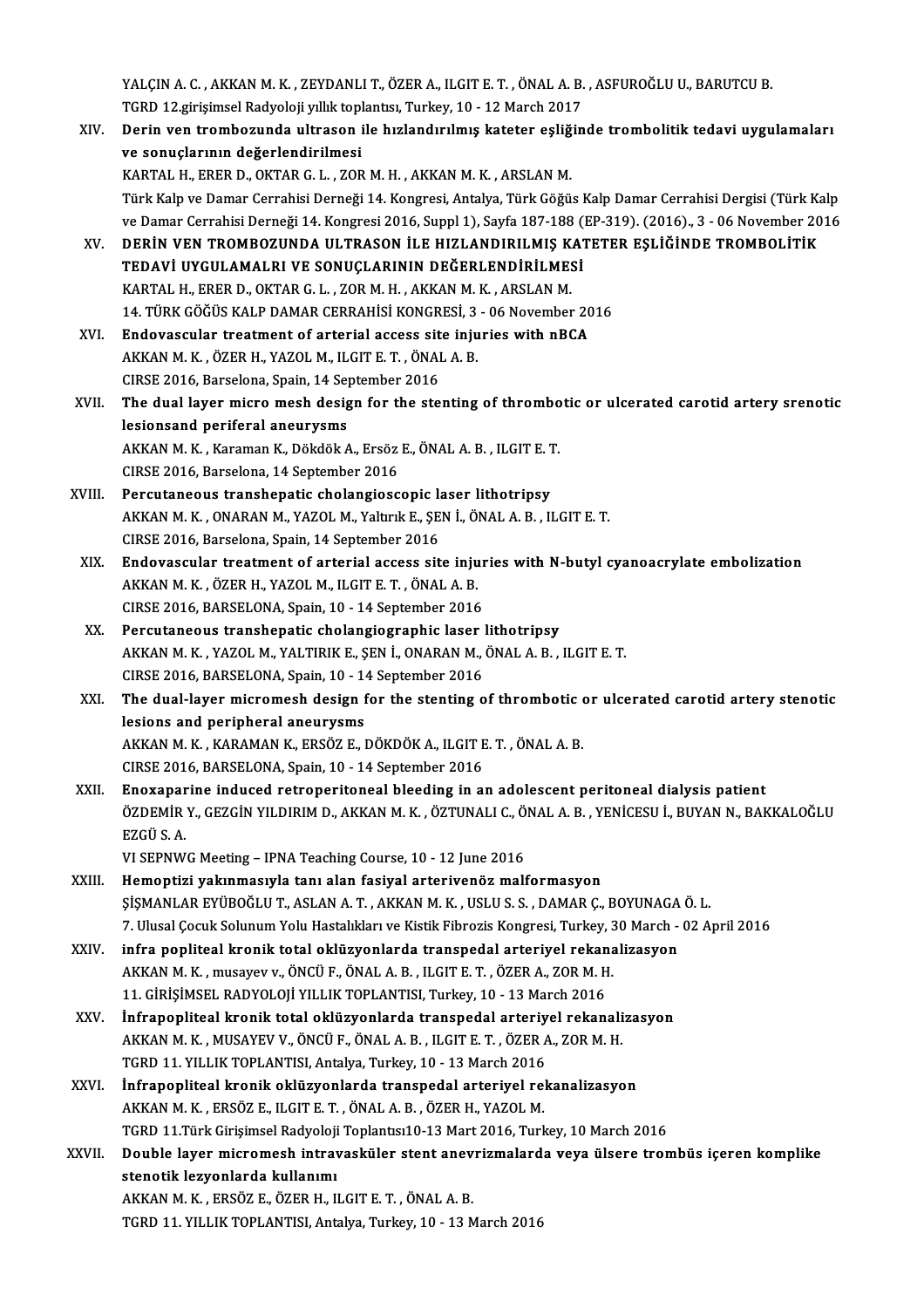YALÇIN A. C. , AKKAN M. K. , ZEYDANLI T., ÖZER A., ILGIT E. T. , ÖNAL A. B. , ASFUROĞLU U., BARUTCU B.
TGRD 12.girişimsel Radyoloji yıllık toplantısı, Turkey, 10 - 12 March 2017

XIV. **Derin ven trombozunda ultrason ile hızlandırılmış kateter eşliğinde trombolitik tedavi uygulamaları ve sonuçlarının değerlendirilmesi**
KARTAL H., ERER D., OKTAR G. L. , ZOR M. H. , AKKAN M. K. , ARSLAN M.
Türk Kalp ve Damar Cerrahisi Derneği 14. Kongresi, Antalya, Türk Göğüs Kalp Damar Cerrahisi Dergisi (Türk Kalp ve Damar Cerrahisi Derneği 14. Kongresi 2016, Suppl 1), Sayfa 187-188 (EP-319). (2016)., 3 - 06 November 2016

XV. **DERİN VEN TROMBOZUNDA ULTRASON İLE HIZLANDIRILMIŞ KATETER EŞLİĞİNDE TROMBOLİTİK TEDAVİ UYGULAMALRI VE SONUÇLARININ DEĞERLENDİRİLMESİ**
KARTAL H., ERER D., OKTAR G. L. , ZOR M. H. , AKKAN M. K. , ARSLAN M.
14. TÜRK GÖĞÜS KALP DAMAR CERRAHİSİ KONGRESİ, 3 - 06 November 2016

XVI. **Endovascular treatment of arterial access site injuries with nBCA**
AKKAN M. K. , ÖZER H., YAZOL M., ILGIT E. T. , ÖNAL A. B.
CIRSE 2016, Barselona, Spain, 14 September 2016

XVII. **The dual layer micro mesh design for the stenting of thrombotic or ulcerated carotid artery srenotic lesionsand periferal aneurysms**
AKKAN M. K. , Karaman K., Dökdök A., Ersöz E., ÖNAL A. B. , ILGIT E. T.
CIRSE 2016, Barselona, 14 September 2016

XVIII. **Percutaneous transhepatic cholangioscopic laser lithotripsy**
AKKAN M. K. , ONARAN M., YAZOL M., Yaltırık E., ŞEN İ., ÖNAL A. B. , ILGIT E. T.
CIRSE 2016, Barselona, Spain, 14 September 2016

XIX. **Endovascular treatment of arterial access site injuries with N-butyl cyanoacrylate embolization**
AKKAN M. K. , ÖZER H., YAZOL M., ILGIT E. T. , ÖNAL A. B.
CIRSE 2016, BARSELONA, Spain, 10 - 14 September 2016

XX. **Percutaneous transhepatic cholangiographic laser lithotripsy**
AKKAN M. K. , YAZOL M., YALTIRIK E., ŞEN İ., ONARAN M., ÖNAL A. B. , ILGIT E. T.
CIRSE 2016, BARSELONA, Spain, 10 - 14 September 2016

XXI. **The dual-layer micromesh design for the stenting of thrombotic or ulcerated carotid artery stenotic lesions and peripheral aneurysms**
AKKAN M. K. , KARAMAN K., ERSÖZ E., DÖKDÖK A., ILGIT E. T. , ÖNAL A. B.
CIRSE 2016, BARSELONA, Spain, 10 - 14 September 2016

XXII. **Enoxaparine induced retroperitoneal bleeding in an adolescent peritoneal dialysis patient**
ÖZDEMİR Y., GEZGİN YILDIRIM D., AKKAN M. K. , ÖZTUNALI C., ÖNAL A. B. , YENİCESU İ., BUYAN N., BAKKALOĞLU EZGÜ S. A.
VI SEPNWG Meeting – IPNA Teaching Course, 10 - 12 June 2016

XXIII. **Hemoptizi yakınmasıyla tanı alan fasiyal arterivenöz malformasyon**
ŞİŞMANLAR EYÜBOĞLU T., ASLAN A. T. , AKKAN M. K. , USLU S. S. , DAMAR Ç., BOYUNAGA Ö. L.
7. Ulusal Çocuk Solunum Yolu Hastalıkları ve Kistik Fibrozis Kongresi, Turkey, 30 March - 02 April 2016

XXIV. **infra popliteal kronik total oklüzyonlarda transpedal arteriyel rekanalizasyon**
AKKAN M. K. , musayev v., ÖNCÜ F., ÖNAL A. B. , ILGIT E. T. , ÖZER A., ZOR M. H.
11. GİRİŞİMSEL RADYOLOJİ YILLIK TOPLANTISI, Turkey, 10 - 13 March 2016

XXV. **İnfrapopliteal kronik total oklüzyonlarda transpedal arteriyel rekanalizasyon**
AKKAN M. K. , MUSAYEV V., ÖNCÜ F., ÖNAL A. B. , ILGIT E. T. , ÖZER A., ZOR M. H.
TGRD 11. YILLIK TOPLANTISI, Antalya, Turkey, 10 - 13 March 2016

XXVI. **İnfrapopliteal kronik oklüzyonlarda transpedal arteriyel rekanalizasyon**
AKKAN M. K. , ERSÖZ E., ILGIT E. T. , ÖNAL A. B. , ÖZER H., YAZOL M.
TGRD 11.Türk Girişimsel Radyoloji Toplantısı10-13 Mart 2016, Turkey, 10 March 2016

XXVII. **Double layer micromesh intravasküler stent anevrizmalarda veya ülsere trombüs içeren komplike stenotik lezyonlarda kullanımı**
AKKAN M. K. , ERSÖZ E., ÖZER H., ILGIT E. T. , ÖNAL A. B.
TGRD 11. YILLIK TOPLANTISI, Antalya, Turkey, 10 - 13 March 2016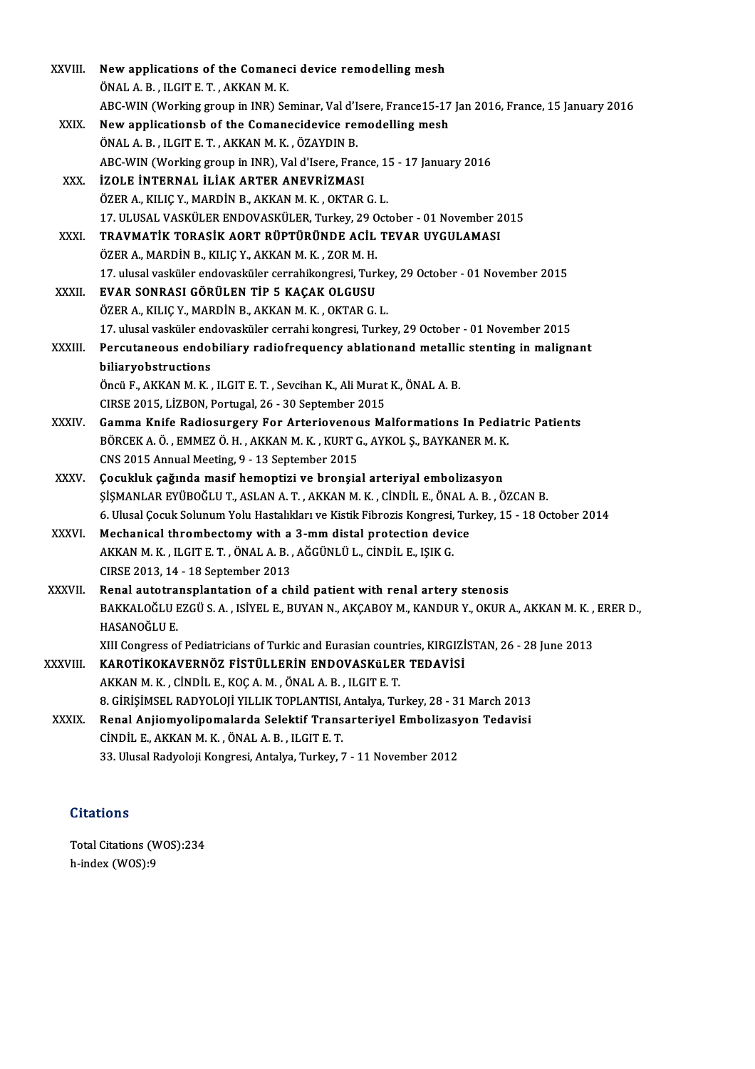XXVIII. **New applications of the Comaneci device remodelling mesh**
ÖNAL A. B. , ILGIT E. T. , AKKAN M. K.
ABC-WIN (Working group in INR) Seminar, Val d'Isere, France15-17 Jan 2016, France, 15 January 2016

XXIX. **New applicationsb of the Comanecidevice remodelling mesh**
ÖNAL A. B. , ILGIT E. T. , AKKAN M. K. , ÖZAYDIN B.
ABC-WIN (Working group in INR), Val d'Isere, France, 15 - 17 January 2016

XXX. **İZOLE İNTERNAL İLİAK ARTER ANEVRİZMASI**
ÖZER A., KILIÇ Y., MARDİN B., AKKAN M. K. , OKTAR G. L.
17. ULUSAL VASKÜLER ENDOVASKÜLER, Turkey, 29 October - 01 November 2015

XXXI. **TRAVMATİK TORASİK AORT RÜPTÜRÜNDE ACİL TEVAR UYGULAMASI**
ÖZER A., MARDİN B., KILIÇ Y., AKKAN M. K. , ZOR M. H.
17. ulusal vasküler endovasküler cerrahikongresi, Turkey, 29 October - 01 November 2015

XXXII. **EVAR SONRASI GÖRÜLEN TİP 5 KAÇAK OLGUSU**
ÖZER A., KILIÇ Y., MARDİN B., AKKAN M. K. , OKTAR G. L.
17. ulusal vasküler endovasküler cerrahi kongresi, Turkey, 29 October - 01 November 2015

XXXIII. **Percutaneous endobiliary radiofrequency ablationand metallic stenting in malignant biliaryobstructions**
Öncü F., AKKAN M. K. , ILGIT E. T. , Sevcihan K., Ali Murat K., ÖNAL A. B.
CIRSE 2015, LİZBON, Portugal, 26 - 30 September 2015

XXXIV. **Gamma Knife Radiosurgery For Arteriovenous Malformations In Pediatric Patients**
BÖRCEK A. Ö. , EMMEZ Ö. H. , AKKAN M. K. , KURT G., AYKOL Ş., BAYKANER M. K.
CNS 2015 Annual Meeting, 9 - 13 September 2015

XXXV. **Çocukluk çağında masif hemoptizi ve bronşial arteriyal embolizasyon**
ŞİŞMANLAR EYÜBOĞLU T., ASLAN A. T. , AKKAN M. K. , CİNDİL E., ÖNAL A. B. , ÖZCAN B.
6. Ulusal Çocuk Solunum Yolu Hastalıkları ve Kistik Fibrozis Kongresi, Turkey, 15 - 18 October 2014

XXXVI. **Mechanical thrombectomy with a 3-mm distal protection device**
AKKAN M. K. , ILGIT E. T. , ÖNAL A. B. , AĞGÜNLÜ L., CİNDİL E., IŞIK G.
CIRSE 2013, 14 - 18 September 2013

XXXVII. **Renal autotransplantation of a child patient with renal artery stenosis**
BAKKALOĞLU EZGÜ S. A. , ISİYEL E., BUYAN N., AKÇABOY M., KANDUR Y., OKUR A., AKKAN M. K. , ERER D., HASANOĞLU E.
XIII Congress of Pediatricians of Turkic and Eurasian countries, KIRGIZİSTAN, 26 - 28 June 2013

XXXVIII. **KAROTİKOKAVERNÖZ FİSTÜLLERİN ENDOVASKüLER TEDAVİSİ**
AKKAN M. K. , CİNDİL E., KOÇ A. M. , ÖNAL A. B. , ILGIT E. T.
8. GİRİŞİMSEL RADYOLOJİ YILLIK TOPLANTISI, Antalya, Turkey, 28 - 31 March 2013

XXXIX. **Renal Anjiomyolipomalarda Selektif Transarteriyel Embolizasyon Tedavisi**
CİNDİL E., AKKAN M. K. , ÖNAL A. B. , ILGIT E. T.
33. Ulusal Radyoloji Kongresi, Antalya, Turkey, 7 - 11 November 2012

## Citations

Total Citations (WOS):234
h-index (WOS):9